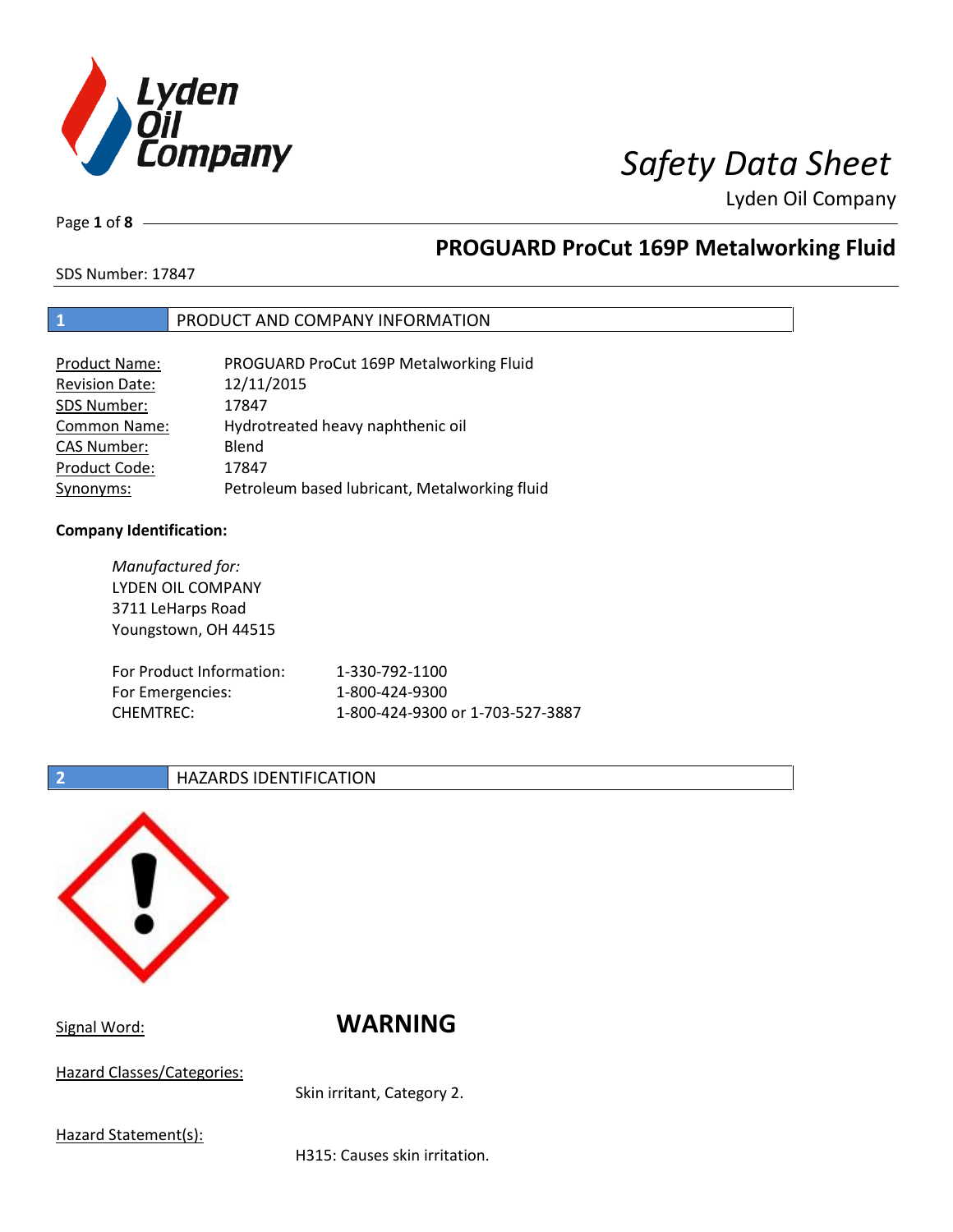# Safety Data Sheet

Lyden Oil Company

## PROGUARD ProCut 169P Metalworking Fluid

SDS Number: 17847

## 1 PRODUCT AND COMPANY INFORMATION

| | |
|---|---|
| Product Name: | PROGUARD ProCut 169P Metalworking Fluid |
| Revision Date: | 12/11/2015 |
| SDS Number: | 17847 |
| Common Name: | Hydrotreated heavy naphthenic oil |
| CAS Number: | Blend |
| Product Code: | 17847 |
| Synonyms: | Petroleum based lubricant, Metalworking fluid |

**Company Identification:**

*Manufactured for:*
LYDEN OIL COMPANY
3711 LeHarps Road
Youngstown, OH 44515

| | |
|---|---|
| For Product Information: | 1-330-792-1100 |
| For Emergencies: | 1-800-424-9300 |
| CHEMTREC: | 1-800-424-9300 or 1-703-527-3887 |

## 2 HAZARDS IDENTIFICATION

Signal Word: **WARNING**

Hazard Classes/Categories:

Skin irritant, Category 2.

Hazard Statement(s):

H315: Causes skin irritation.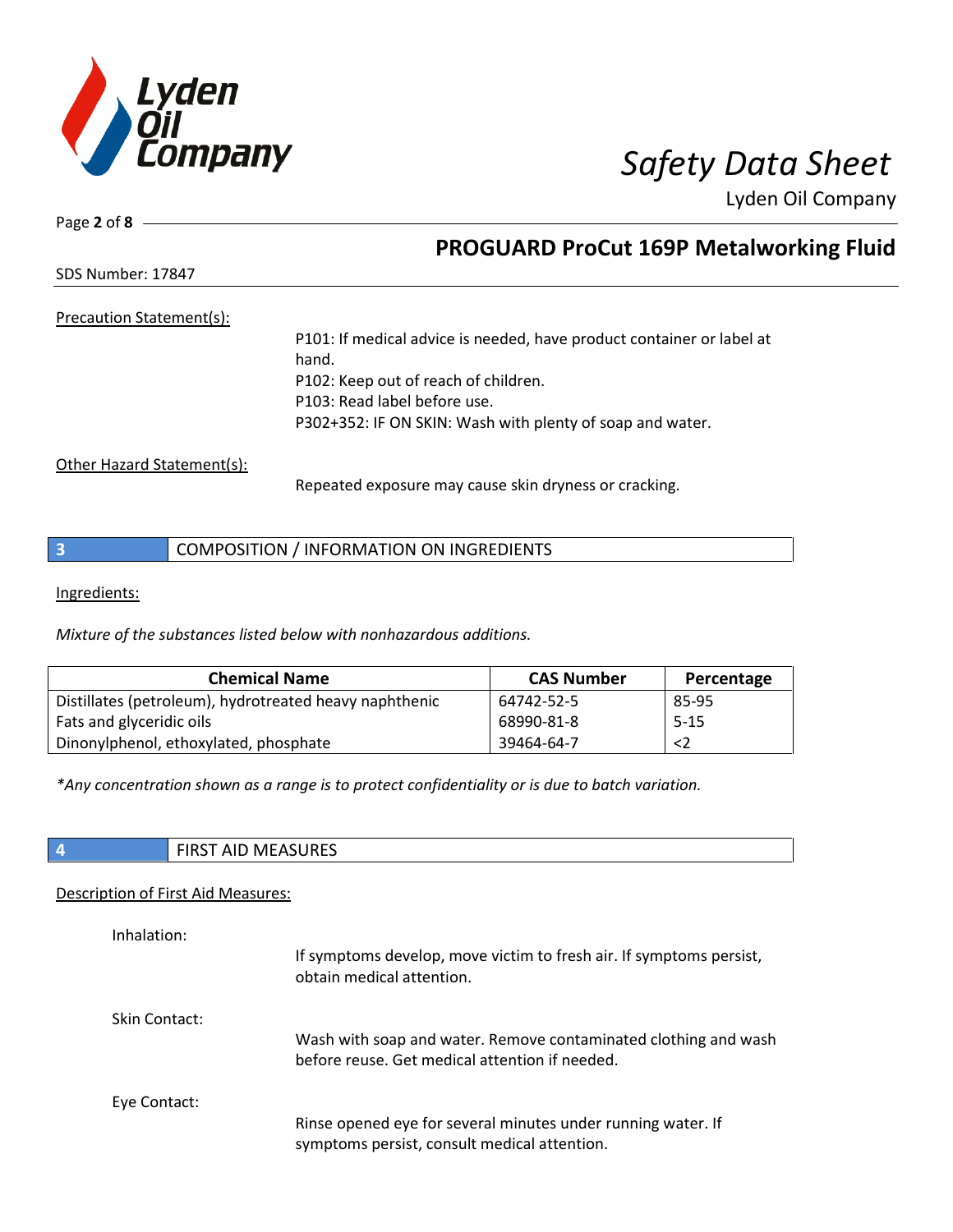Precation Statement(s):

P101: If medical advice is needed, have product container or label at hand.
P102: Keep out of reach of children.
P103: Read label before use.
P302+352: IF ON SKIN: Wash with plenty of soap and water.

Other Hazard Statement(s):

Repeated exposure may cause skin dryness or cracking.

## 3 COMPOSITION / INFORMATION ON INGREDIENTS

Ingredients:

*Mixture of the substances listed below with nonhazardous additions.*

| Chemical Name | CAS Number | Percentage |
|---|---|---|
| Distillates (petroleum), hydrotreated heavy naphthenic | 64742-52-5 | 85-95 |
| Fats and glyceridic oils | 68990-81-8 | 5-15 |
| Dinonylphenol, ethoxylated, phosphate | 39464-64-7 | <2 |

*\*Any concentration shown as a range is to protect confidentiality or is due to batch variation.*

## 4 FIRST AID MEASURES

Description of First Aid Measures:

Inhalation:

If symptoms develop, move victim to fresh air. If symptoms persist, obtain medical attention.

Skin Contact:

Wash with soap and water. Remove contaminated clothing and wash before reuse. Get medical attention if needed.

Eye Contact:

Rinse opened eye for several minutes under running water. If symptoms persist, consult medical attention.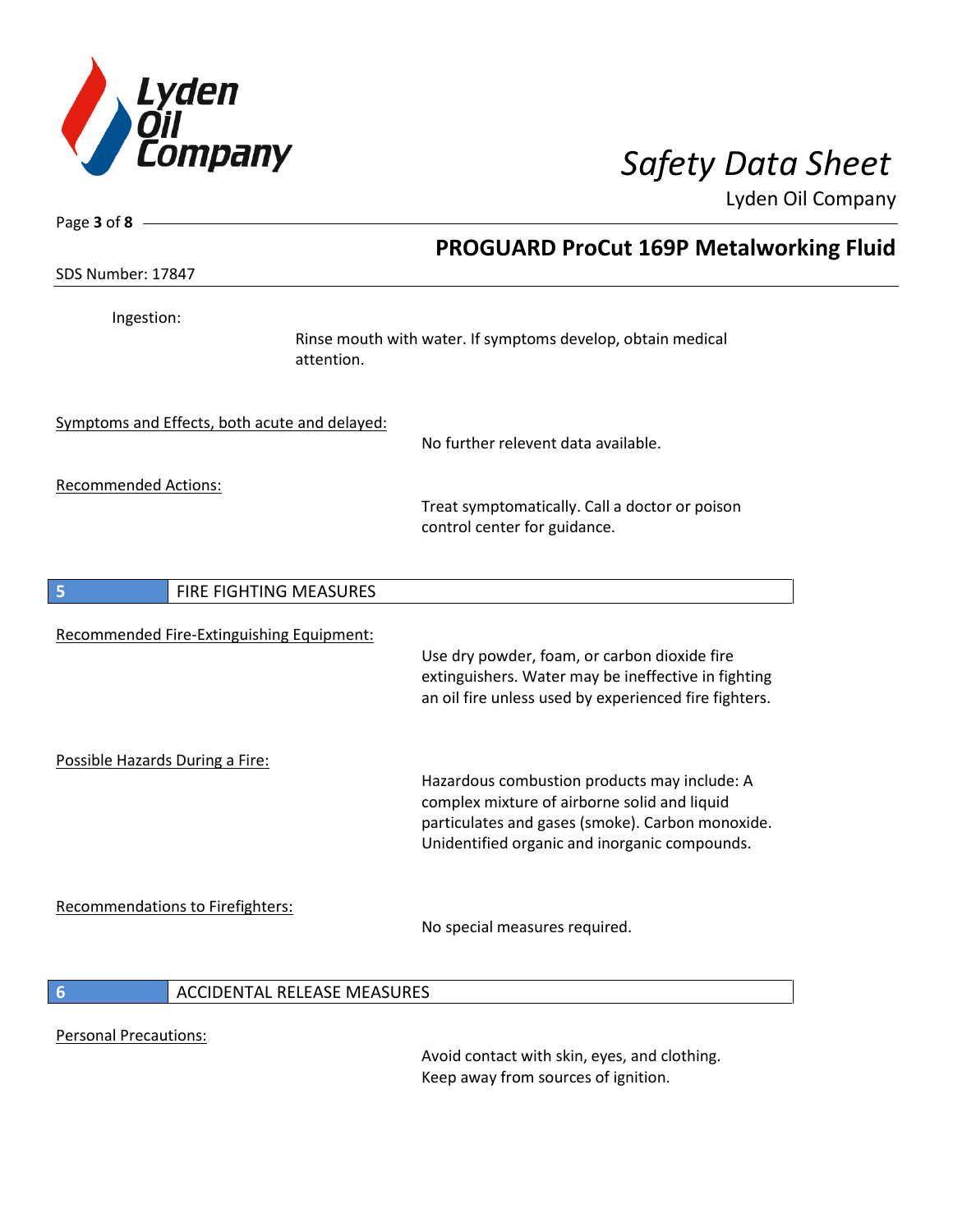Ingestion:

Rinse mouth with water. If symptoms develop, obtain medical attention.

Symptoms and Effects, both acute and delayed:

No further relevent data available.

Recommended Actions:

Treat symptomatically. Call a doctor or poison control center for guidance.

## 5 FIRE FIGHTING MEASURES

Recommended Fire-Extinguishing Equipment:

Use dry powder, foam, or carbon dioxide fire extinguishers. Water may be ineffective in fighting an oil fire unless used by experienced fire fighters.

Possible Hazards During a Fire:

Hazardous combustion products may include: A complex mixture of airborne solid and liquid particulates and gases (smoke). Carbon monoxide. Unidentified organic and inorganic compounds.

Recommendations to Firefighters:

No special measures required.

## 6 ACCIDENTAL RELEASE MEASURES

Personal Precautions:

Avoid contact with skin, eyes, and clothing. Keep away from sources of ignition.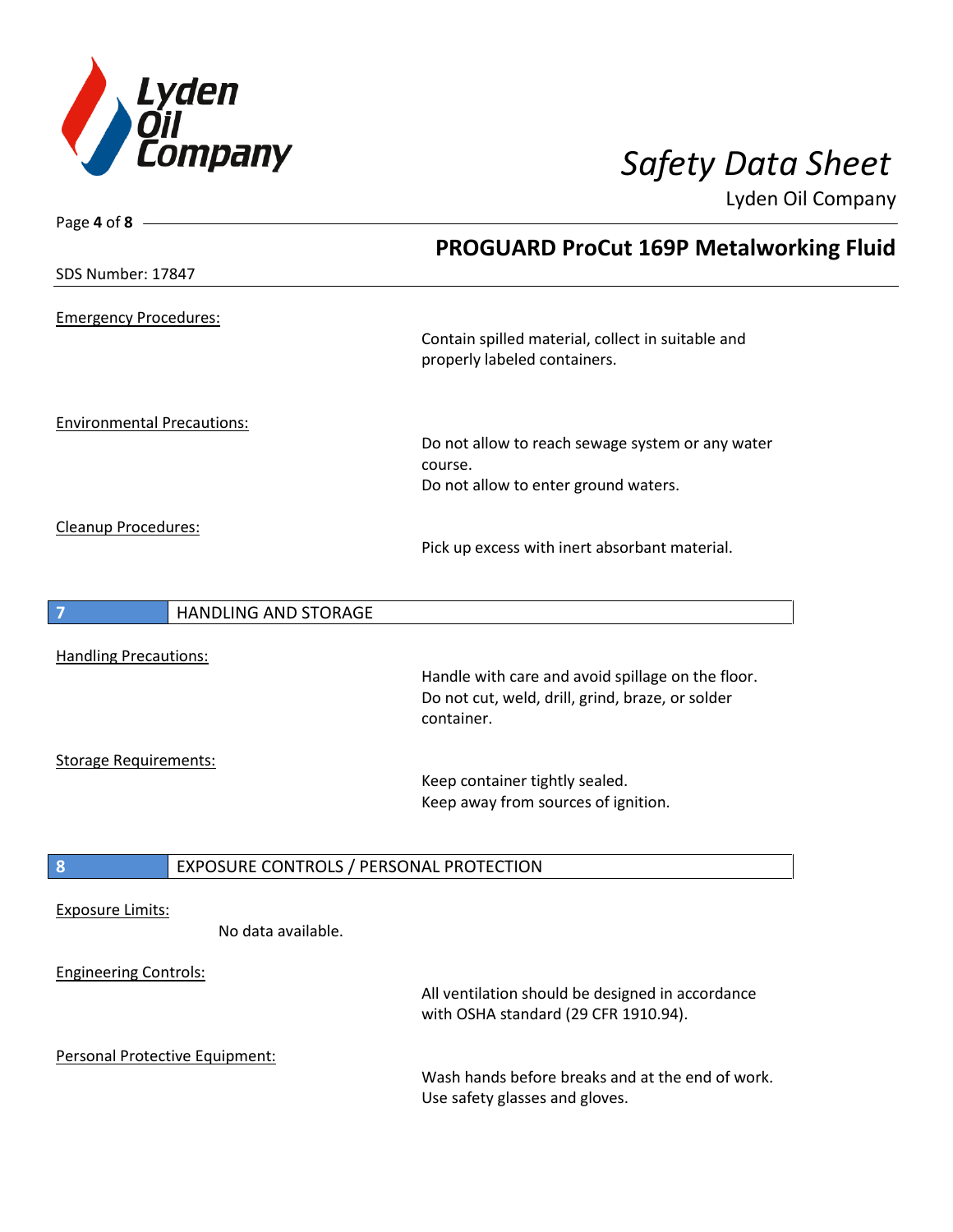## PROGUARD ProCut 169P Metalworking Fluid

SDS Number: 17847

Emergency Procedures:

Contain spilled material, collect in suitable and properly labeled containers.

Environmental Precautions:

Do not allow to reach sewage system or any water course.
Do not allow to enter ground waters.

Cleanup Procedures:

Pick up excess with inert absorbant material.

## 7 HANDLING AND STORAGE

Handling Precautions:

Handle with care and avoid spillage on the floor.
Do not cut, weld, drill, grind, braze, or solder container.

Storage Requirements:

Keep container tightly sealed.
Keep away from sources of ignition.

## 8 EXPOSURE CONTROLS / PERSONAL PROTECTION

Exposure Limits:

No data available.

Engineering Controls:

All ventilation should be designed in accordance with OSHA standard (29 CFR 1910.94).

Personal Protective Equipment:

Wash hands before breaks and at the end of work.
Use safety glasses and gloves.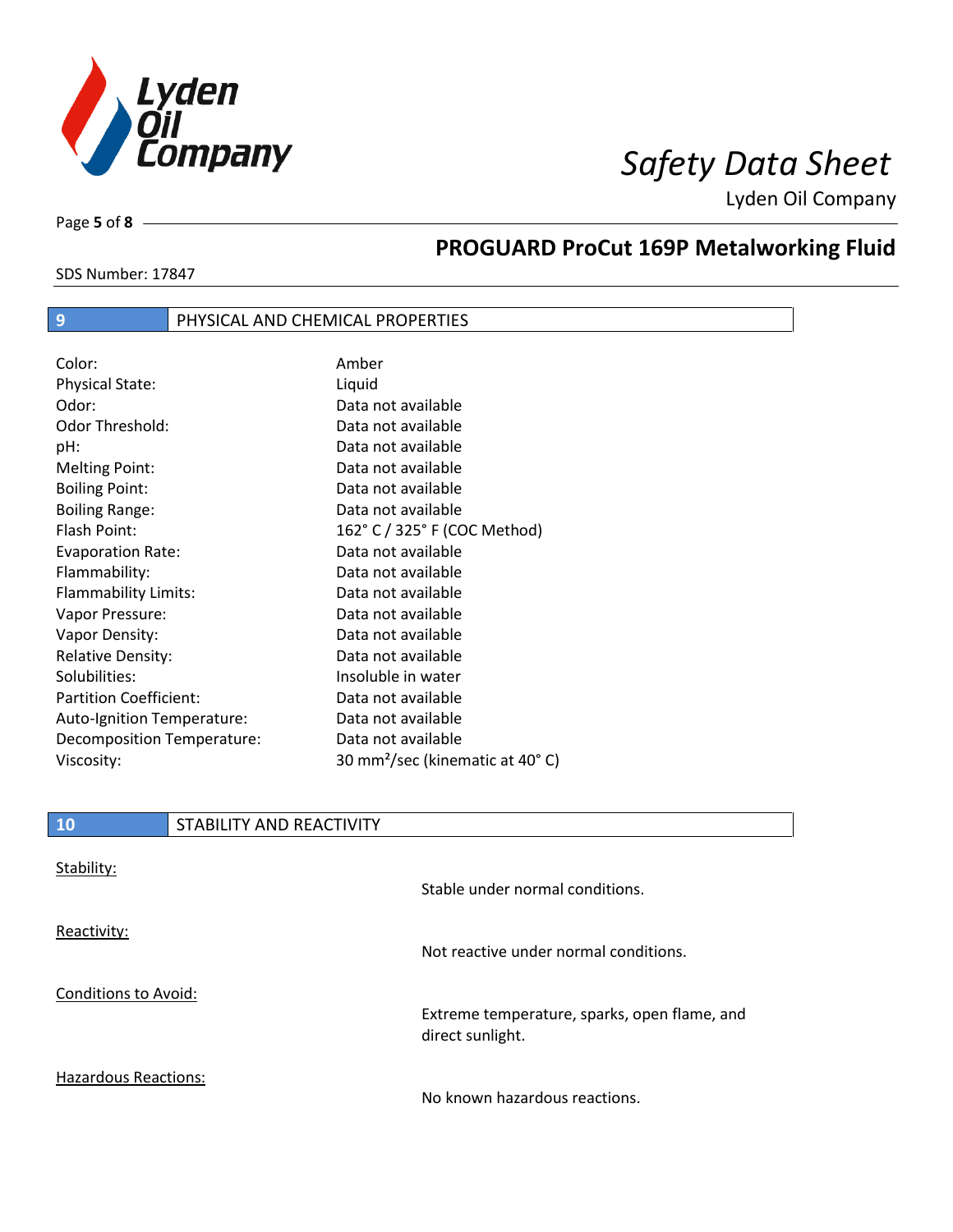## 9 PHYSICAL AND CHEMICAL PROPERTIES

| Property | Value |
|---|---|
| Color: | Amber |
| Physical State: | Liquid |
| Odor: | Data not available |
| Odor Threshold: | Data not available |
| pH: | Data not available |
| Melting Point: | Data not available |
| Boiling Point: | Data not available |
| Boiling Range: | Data not available |
| Flash Point: | 162° C / 325° F (COC Method) |
| Evaporation Rate: | Data not available |
| Flammability: | Data not available |
| Flammability Limits: | Data not available |
| Vapor Pressure: | Data not available |
| Vapor Density: | Data not available |
| Relative Density: | Data not available |
| Solubilities: | Insoluble in water |
| Partition Coefficient: | Data not available |
| Auto-Ignition Temperature: | Data not available |
| Decomposition Temperature: | Data not available |
| Viscosity: | 30 $mm^2$/sec (kinematic at 40° C) |

## 10 STABILITY AND REACTIVITY

Stability:

Stable under normal conditions.

Reactivity:

Not reactive under normal conditions.

Conditions to Avoid:

Extreme temperature, sparks, open flame, and direct sunlight.

Hazardous Reactions:

No known hazardous reactions.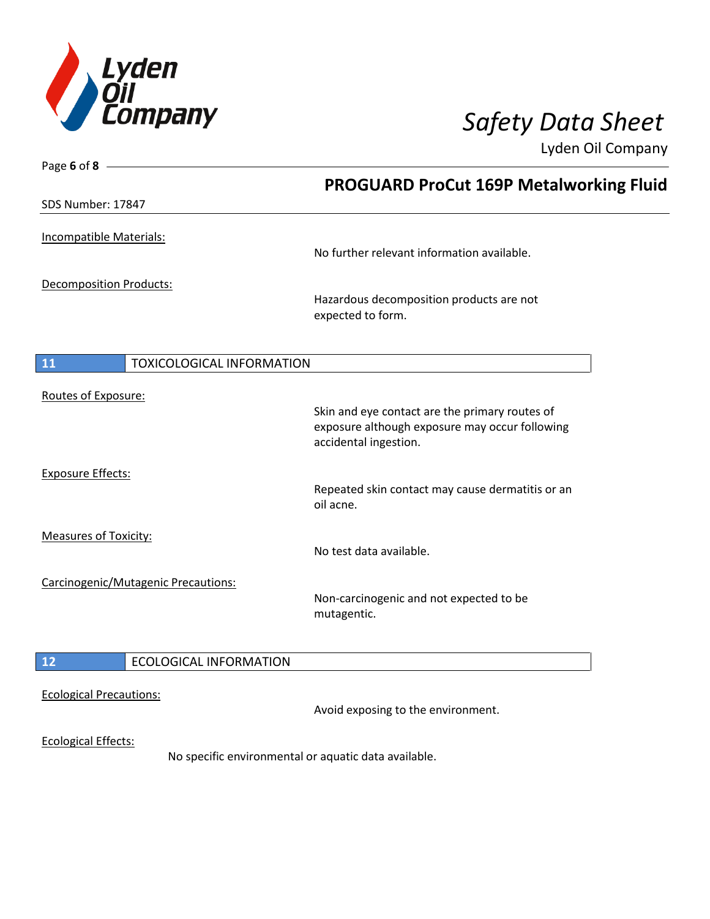Incompatible Materials:

No further relevant information available.

Decomposition Products:

Hazardous decomposition products are not expected to form.

## 11 TOXICOLOGICAL INFORMATION

Routes of Exposure:

Skin and eye contact are the primary routes of exposure although exposure may occur following accidental ingestion.

Exposure Effects:

Repeated skin contact may cause dermatitis or an oil acne.

Measures of Toxicity:

No test data available.

Carcinogenic/Mutagenic Precautions:

Non-carcinogenic and not expected to be mutagentic.

## 12 ECOLOGICAL INFORMATION

Ecological Precautions:

Avoid exposing to the environment.

Ecological Effects:

No specific environmental or aquatic data available.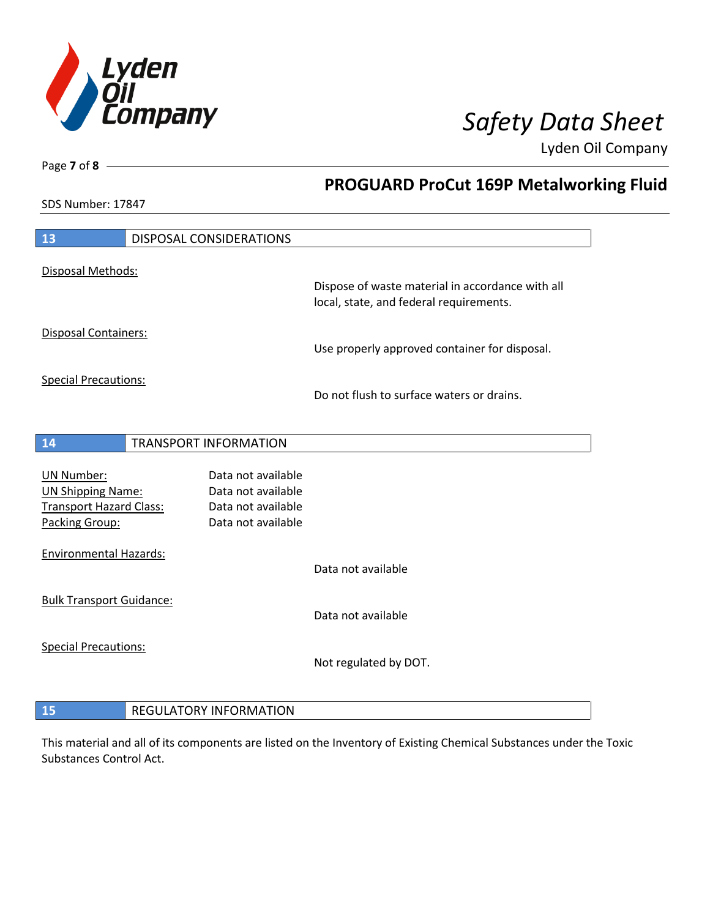## 13 DISPOSAL CONSIDERATIONS

Disposal Methods:

Dispose of waste material in accordance with all local, state, and federal requirements.

Disposal Containers:

Use properly approved container for disposal.

Special Precautions:

Do not flush to surface waters or drains.

## 14 TRANSPORT INFORMATION

UN Number: Data not available
UN Shipping Name: Data not available
Transport Hazard Class: Data not available
Packing Group: Data not available

Environmental Hazards:

Data not available

Bulk Transport Guidance:

Data not available

Special Precautions:

Not regulated by DOT.

## 15 REGULATORY INFORMATION

This material and all of its components are listed on the Inventory of Existing Chemical Substances under the Toxic Substances Control Act.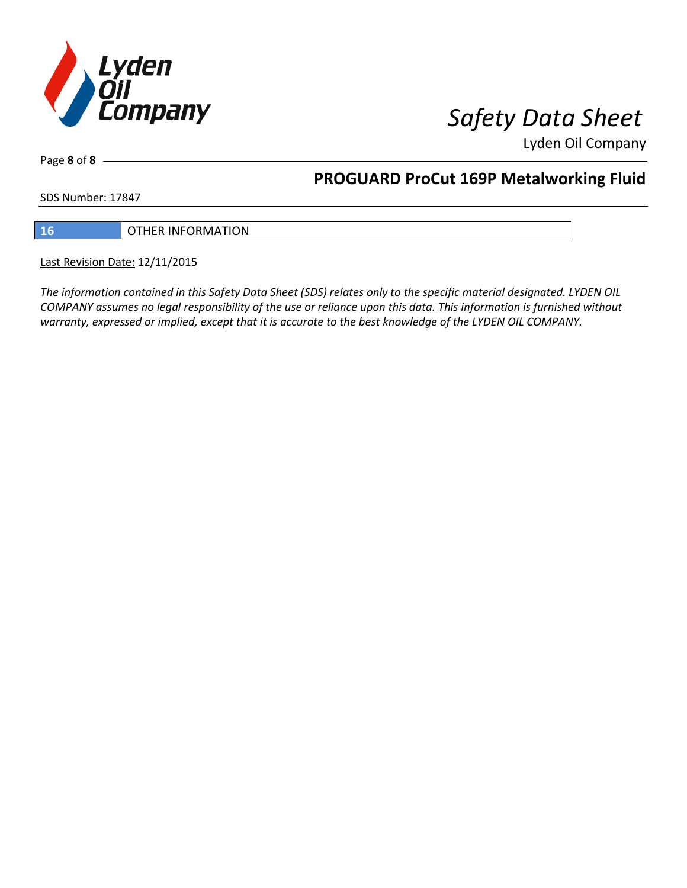## 16 OTHER INFORMATION

Last Revision Date: 12/11/2015

*The information contained in this Safety Data Sheet (SDS) relates only to the specific material designated. LYDEN OIL COMPANY assumes no legal responsibility of the use or reliance upon this data. This information is furnished without warranty, expressed or implied, except that it is accurate to the best knowledge of the LYDEN OIL COMPANY.*